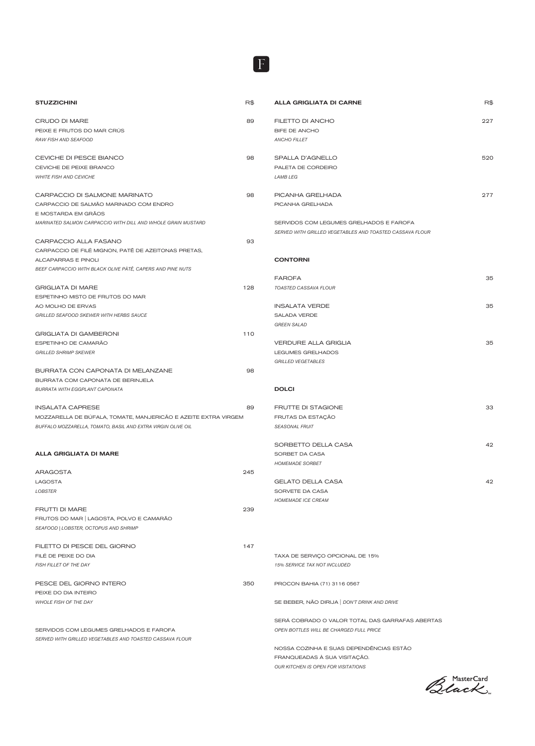F

## STUZZICHINI — R$

CRUDO DI MARE — 89
PEIXE E FRUTOS DO MAR CRÚS
*RAW FISH AND SEAFOOD*

CEVICHE DI PESCE BIANCO — 98
CEVICHE DE PEIXE BRANCO
*WHITE FISH AND CEVICHE*

CARPACCIO DI SALMONE MARINATO — 98
CARPACCIO DE SALMÃO MARINADO COM ENDRO E MOSTARDA EM GRÃOS
*MARINATED SALMON CARPACCIO WITH DILL AND WHOLE GRAIN MUSTARD*

CARPACCIO ALLA FASANO — 93
CARPACCIO DE FILÉ MIGNON, PATÊ DE AZEITONAS PRETAS, ALCAPARRAS E PINOLI
*BEEF CARPACCIO WITH BLACK OLIVE PÂTÉ, CAPERS AND PINE NUTS*

GRIGLIATA DI MARE — 128
ESPETINHO MISTO DE FRUTOS DO MAR AO MOLHO DE ERVAS
*GRILLED SEAFOOD SKEWER WITH HERBS SAUCE*

GRIGLIATA DI GAMBERONI — 110
ESPETINHO DE CAMARÃO
*GRILLED SHRIMP SKEWER*

BURRATA CON CAPONATA DI MELANZANE — 98
BURRATA COM CAPONATA DE BERINJELA
*BURRATA WITH EGGPLANT CAPONATA*

INSALATA CAPRESE — 89
MOZZARELLA DE BÚFALA, TOMATE, MANJERICÃO E AZEITE EXTRA VIRGEM
*BUFFALO MOZZARELLA, TOMATO, BASIL AND EXTRA VIRGIN OLIVE OIL*

## ALLA GRIGLIATA DI MARE

ARAGOSTA — 245
LAGOSTA
*LOBSTER*

FRUTTI DI MARE — 239
FRUTOS DO MAR | LAGOSTA, POLVO E CAMARÃO
*SEAFOOD | LOBSTER, OCTOPUS AND SHRIMP*

FILETTO DI PESCE DEL GIORNO — 147
FILÉ DE PEIXE DO DIA
*FISH FILLET OF THE DAY*

PESCE DEL GIORNO INTERO — 350
PEIXE DO DIA INTEIRO
*WHOLE FISH OF THE DAY*

SERVIDOS COM LEGUMES GRELHADOS E FAROFA
*SERVED WITH GRILLED VEGETABLES AND TOASTED CASSAVA FLOUR*

## ALLA GRIGLIATA DI CARNE — R$

FILETTO DI ANCHO — 227
BIFE DE ANCHO
*ANCHO FILLET*

SPALLA D'AGNELLO — 520
PALETA DE CORDEIRO
*LAMB LEG*

PICANHA GRELHADA — 277
PICANHA GRELHADA

SERVIDOS COM LEGUMES GRELHADOS E FAROFA
*SERVED WITH GRILLED VEGETABLES AND TOASTED CASSAVA FLOUR*

## CONTORNI

FAROFA — 35
*TOASTED CASSAVA FLOUR*

INSALATA VERDE — 35
SALADA VERDE
*GREEN SALAD*

VERDURE ALLA GRIGLIA — 35
LEGUMES GRELHADOS
*GRILLED VEGETABLES*

## DOLCI

FRUTTE DI STAGIONE — 33
FRUTAS DA ESTAÇÃO
*SEASONAL FRUIT*

SORBETTO DELLA CASA — 42
SORBET DA CASA
*HOMEMADE SORBET*

GELATO DELLA CASA — 42
SORVETE DA CASA
*HOMEMADE ICE CREAM*

TAXA DE SERVIÇO OPCIONAL DE 15%
*15% SERVICE TAX NOT INCLUDED*

PROCON BAHIA (71) 3116 0567

SE BEBER, NÃO DIRIJA | *DON'T DRINK AND DRIVE*

SERÁ COBRADO O VALOR TOTAL DAS GARRAFAS ABERTAS
*OPEN BOTTLES WILL BE CHARGED FULL PRICE*

NOSSA COZINHA E SUAS DEPENDÊNCIAS ESTÃO FRANQUEADAS À SUA VISITAÇÃO.
*OUR KITCHEN IS OPEN FOR VISITATIONS*

MasterCard Black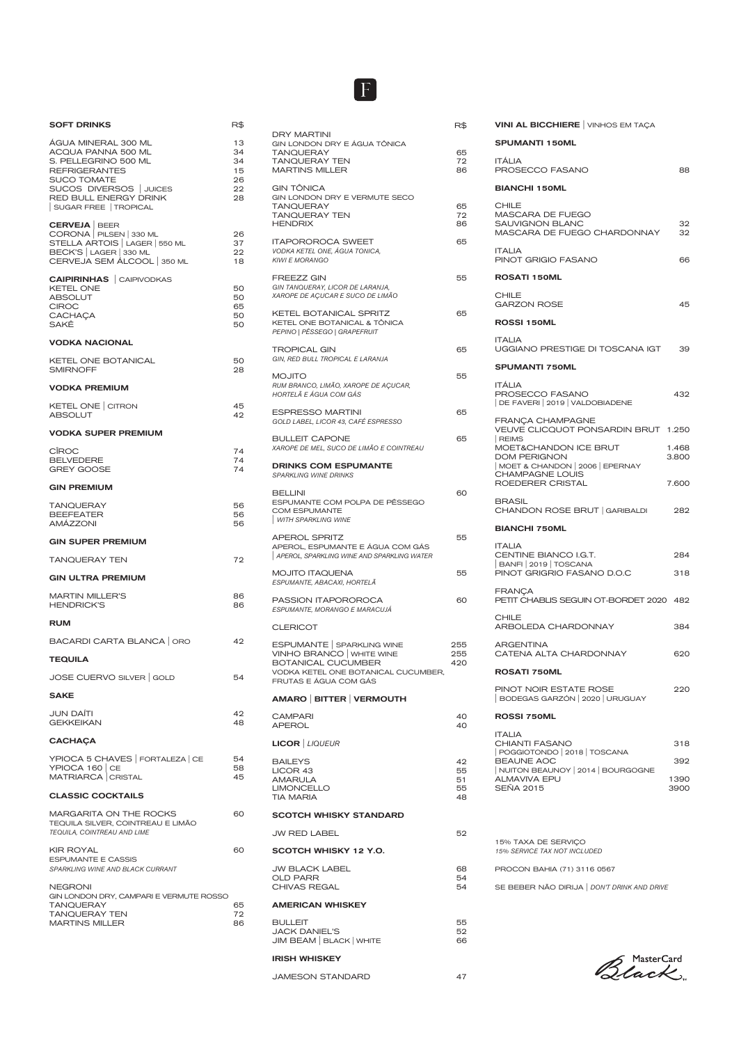F

## SOFT DRINKS

| | R$ |
|---|---|
| ÁGUA MINERAL 300 ML | 13 |
| ACQUA PANNA 500 ML | 34 |
| S. PELLEGRINO 500 ML | 34 |
| REFRIGERANTES | 15 |
| SUCO TOMATE | 26 |
| SUCOS DIVERSOS \| JUICES | 22 |
| RED BULL ENERGY DRINK \| SUGAR FREE \| TROPICAL | 28 |

## CERVEJA | BEER

| | |
|---|---|
| CORONA \| PILSEN \| 330 ML | 26 |
| STELLA ARTOIS \| LAGER \| 550 ML | 37 |
| BECK'S \| LAGER \| 330 ML | 22 |
| CERVEJA SEM ÁLCOOL \| 350 ML | 18 |

## CAIPIRINHAS | CAIPIVODKAS

| | |
|---|---|
| KETEL ONE | 50 |
| ABSOLUT | 50 |
| CIROC | 65 |
| CACHAÇA | 50 |
| SAKÊ | 50 |

## VODKA NACIONAL

| | |
|---|---|
| KETEL ONE BOTANICAL | 50 |
| SMIRNOFF | 28 |

## VODKA PREMIUM

| | |
|---|---|
| KETEL ONE \| CITRON | 45 |
| ABSOLUT | 42 |

## VODKA SUPER PREMIUM

| | |
|---|---|
| CÎROC | 74 |
| BELVEDERE | 74 |
| GREY GOOSE | 74 |

## GIN PREMIUM

| | |
|---|---|
| TANQUERAY | 56 |
| BEEFEATER | 56 |
| AMÁZZONI | 56 |

## GIN SUPER PREMIUM

| | |
|---|---|
| TANQUERAY TEN | 72 |

## GIN ULTRA PREMIUM

| | |
|---|---|
| MARTIN MILLER'S | 86 |
| HENDRICK'S | 86 |

## RUM

| | |
|---|---|
| BACARDI CARTA BLANCA \| ORO | 42 |

## TEQUILA

| | |
|---|---|
| JOSE CUERVO SILVER \| GOLD | 54 |

## SAKE

| | |
|---|---|
| JUN DAÍTI | 42 |
| GEKKEIKAN | 48 |

## CACHAÇA

| | |
|---|---|
| YPIOCA 5 CHAVES \| FORTALEZA \| CE | 54 |
| YPIOCA 160 \| CE | 58 |
| MATRIARCA \| CRISTAL | 45 |

## CLASSIC COCKTAILS

MARGARITA ON THE ROCKS — 60
TEQUILA SILVER, COINTREAU E LIMÃO
*TEQUILA, COINTREAU AND LIME*

KIR ROYAL — 60
ESPUMANTE E CASSIS
*SPARKLING WINE AND BLACK CURRANT*

NEGRONI
GIN LONDON DRY, CAMPARI E VERMUTE ROSSO

| | |
|---|---|
| TANQUERAY | 65 |
| TANQUERAY TEN | 72 |
| MARTINS MILLER | 86 |

R$

DRY MARTINI
GIN LONDON DRY E ÁGUA TÔNICA

| | |
|---|---|
| TANQUERAY | 65 |
| TANQUERAY TEN | 72 |
| MARTINS MILLER | 86 |

GIN TÔNICA
GIN LONDON DRY E VERMUTE SECO

| | |
|---|---|
| TANQUERAY | 65 |
| TANQUERAY TEN | 72 |
| HENDRIX | 86 |

ITAPOROROCA SWEET — 65
*VODKA KETEL ONE, ÁGUA TONICA, KIWI E MORANGO*

FREEZZ GIN — 55
*GIN TANQUERAY, LICOR DE LARANJA, XAROPE DE AÇUCAR E SUCO DE LIMÃO*

KETEL BOTANICAL SPRITZ — 65
KETEL ONE BOTANICAL & TÔNICA
*PEPINO | PÊSSEGO | GRAPEFRUIT*

TROPICAL GIN — 65
*GIN, RED BULL TROPICAL E LARANJA*

MOJITO — 55
*RUM BRANCO, LIMÃO, XAROPE DE AÇUCAR, HORTELÃ E ÁGUA COM GÁS*

ESPRESSO MARTINI — 65
*GOLD LABEL, LICOR 43, CAFÉ ESPRESSO*

BULLEIT CAPONE — 65
*XAROPE DE MEL, SUCO DE LIMÃO E COINTREAU*

## DRINKS COM ESPUMANTE

*SPARKLING WINE DRINKS*

BELLINI — 60
ESPUMANTE COM POLPA DE PÊSSEGO COM ESPUMANTE
*| WITH SPARKLING WINE*

APEROL SPRITZ — 55
APEROL, ESPUMANTE E ÁGUA COM GÁS
*| APEROL, SPARKLING WINE AND SPARKLING WATER*

MOJITO ITAQUENA — 55
*ESPUMANTE, ABACAXI, HORTELÃ*

PASSION ITAPOROROCA — 60
*ESPUMANTE, MORANGO E MARACUJÁ*

CLERICOT

| | |
|---|---|
| ESPUMANTE \| SPARKLING WINE | 255 |
| VINHO BRANCO \| WHITE WINE | 255 |
| BOTANICAL CUCUMBER | 420 |

VODKA KETEL ONE BOTANICAL CUCUMBER, FRUTAS E ÁGUA COM GÁS

## AMARO | BITTER | VERMOUTH

| | |
|---|---|
| CAMPARI | 40 |
| APEROL | 40 |

## LICOR | *LIQUEUR*

| | |
|---|---|
| BAILEYS | 42 |
| LICOR 43 | 55 |
| AMARULA | 51 |
| LIMONCELLO | 55 |
| TIA MARIA | 48 |

## SCOTCH WHISKY STANDARD

| | |
|---|---|
| JW RED LABEL | 52 |

## SCOTCH WHISKY 12 Y.O.

| | |
|---|---|
| JW BLACK LABEL | 68 |
| OLD PARR | 54 |
| CHIVAS REGAL | 54 |

## AMERICAN WHISKEY

| | |
|---|---|
| BULLEIT | 55 |
| JACK DANIEL'S | 52 |
| JIM BEAM \| BLACK \| WHITE | 66 |

## IRISH WHISKEY

| | |
|---|---|
| JAMESON STANDARD | 47 |

## VINI AL BICCHIERE | VINHOS EM TAÇA

### SPUMANTI 150ML

| | |
|---|---|
| ITÁLIA | |
| PROSECCO FASANO | 88 |

### BIANCHI 150ML

| | |
|---|---|
| CHILE | |
| MASCARA DE FUEGO SAUVIGNON BLANC | 32 |
| MASCARA DE FUEGO CHARDONNAY | 32 |
| ITALIA | |
| PINOT GRIGIO FASANO | 66 |

### ROSATI 150ML

| | |
|---|---|
| CHILE | |
| GARZON ROSE | 45 |

### ROSSI 150ML

| | |
|---|---|
| ITALIA | |
| UGGIANO PRESTIGE DI TOSCANA IGT | 39 |

### SPUMANTI 750ML

| | |
|---|---|
| ITÁLIA | |
| PROSECCO FASANO \| DE FAVERI \| 2019 \| VALDOBIADENE | 432 |
| FRANÇA CHAMPAGNE | |
| VEUVE CLICQUOT PONSARDIN BRUT \| REIMS | 1.250 |
| MOET&CHANDON ICE BRUT | 1.468 |
| DOM PERIGNON \| MOET & CHANDON \| 2006 \| EPERNAY | 3.800 |
| CHAMPAGNE LOUIS ROEDERER CRISTAL | 7.600 |
| BRASIL | |
| CHANDON ROSE BRUT \| GARIBALDI | 282 |

### BIANCHI 750ML

| | |
|---|---|
| ITALIA | |
| CENTINE BIANCO I.G.T. \| BANFI \| 2019 \| TOSCANA | 284 |
| PINOT GRIGRIO FASANO D.O.C | 318 |
| FRANÇA | |
| PETIT CHABLIS SEGUIN OT-BORDET 2020 | 482 |
| CHILE | |
| ARBOLEDA CHARDONNAY | 384 |
| ARGENTINA | |
| CATENA ALTA CHARDONNAY | 620 |

### ROSATI 750ML

| | |
|---|---|
| PINOT NOIR ESTATE ROSE \| BODEGAS GARZÓN \| 2020 \| URUGUAY | 220 |

### ROSSI 750ML

| | |
|---|---|
| ITALIA | |
| CHIANTI FASANO \| POGGIOTONDO \| 2018 \| TOSCANA | 318 |
| BEAUNE AOC \| NUITON BEAUNOY \| 2014 \| BOURGOGNE | 392 |
| ALMAVIVA EPU | 1390 |
| SEÑA 2015 | 3900 |

15% TAXA DE SERVIÇO
*15% SERVICE TAX NOT INCLUDED*

PROCON BAHIA (71) 3116 0567

SE BEBER NÃO DIRIJA | *DON'T DRINK AND DRIVE*

MasterCard Black